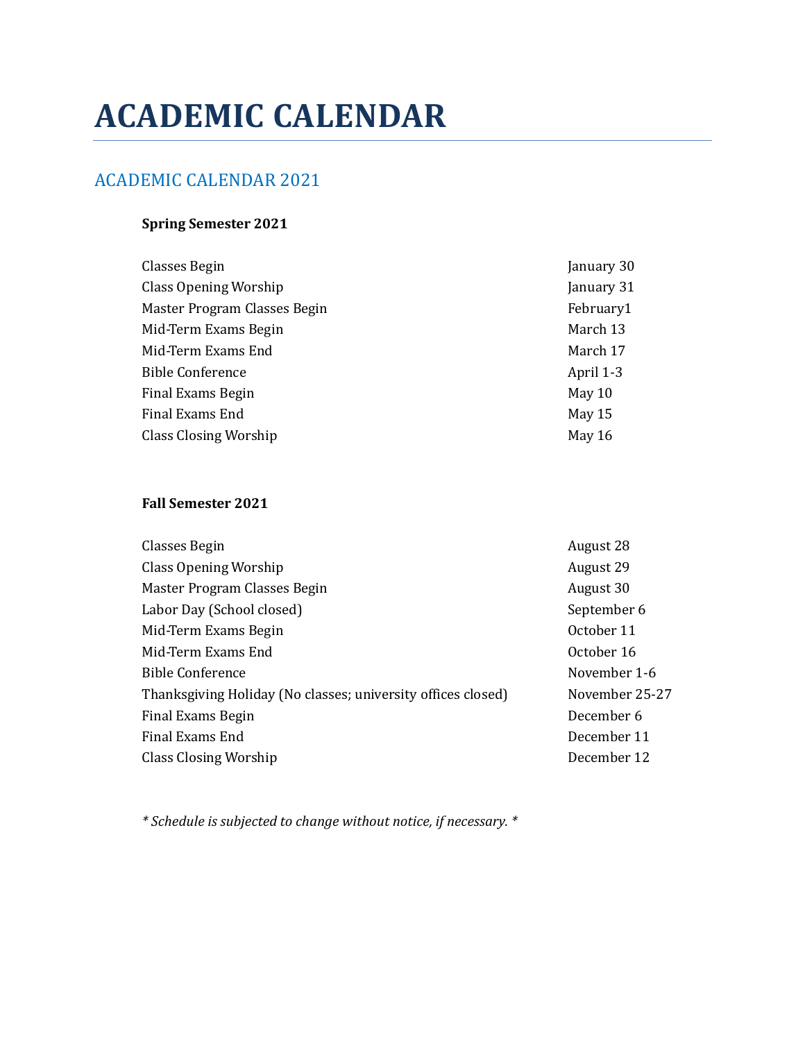# ACADEMIC CALENDAR

## ACADEMIC CALENDAR 2021

**Spring Semester 2021**

| | |
|---|---|
| Classes Begin | January 30 |
| Class Opening Worship | January 31 |
| Master Program Classes Begin | February1 |
| Mid-Term Exams Begin | March 13 |
| Mid-Term Exams End | March 17 |
| Bible Conference | April 1-3 |
| Final Exams Begin | May 10 |
| Final Exams End | May 15 |
| Class Closing Worship | May 16 |

**Fall Semester 2021**

| | |
|---|---|
| Classes Begin | August 28 |
| Class Opening Worship | August 29 |
| Master Program Classes Begin | August 30 |
| Labor Day (School closed) | September 6 |
| Mid-Term Exams Begin | October 11 |
| Mid-Term Exams End | October 16 |
| Bible Conference | November 1-6 |
| Thanksgiving Holiday (No classes; university offices closed) | November 25-27 |
| Final Exams Begin | December 6 |
| Final Exams End | December 11 |
| Class Closing Worship | December 12 |

*\* Schedule is subjected to change without notice, if necessary. \**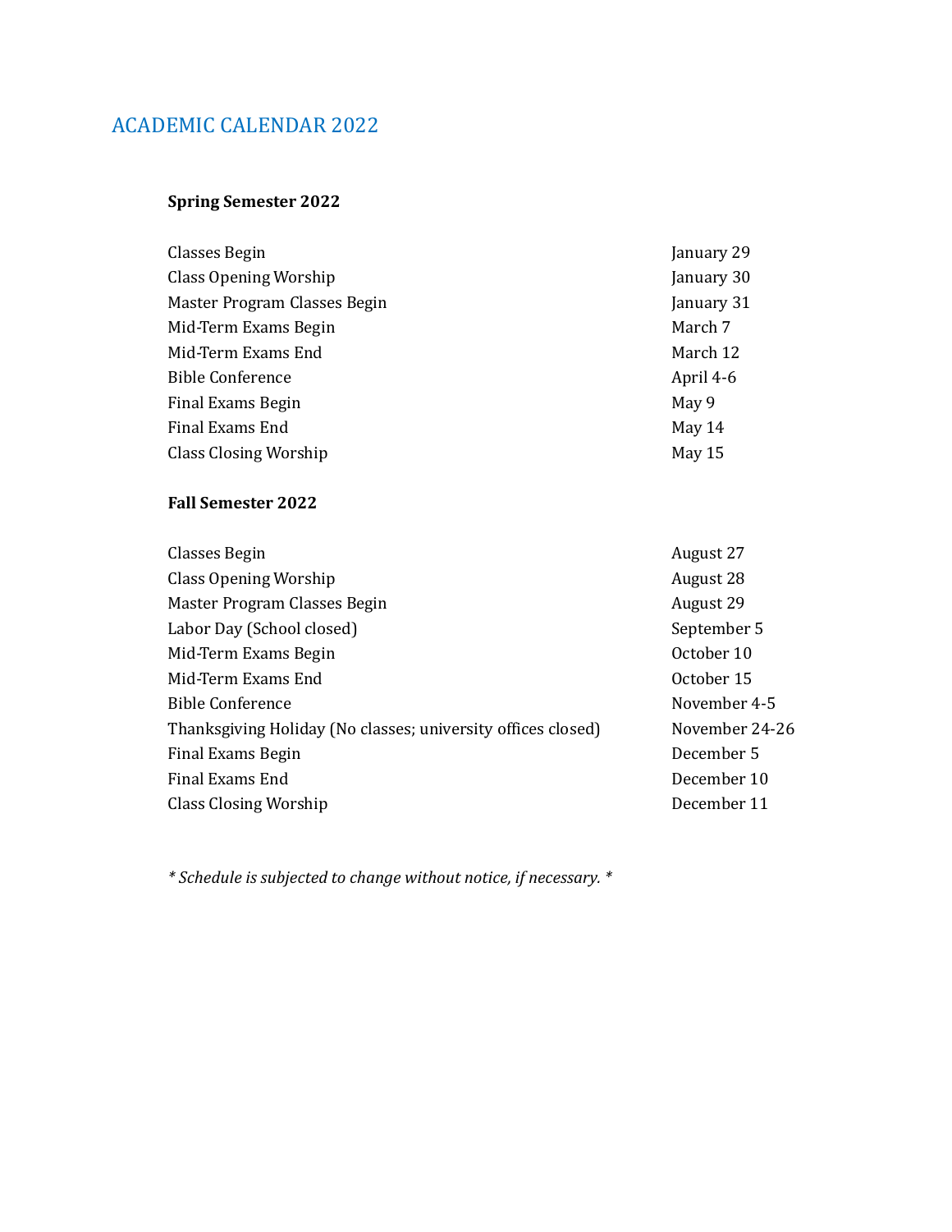# ACADEMIC CALENDAR 2022

**Spring Semester 2022**

| | |
|---|---|
| Classes Begin | January 29 |
| Class Opening Worship | January 30 |
| Master Program Classes Begin | January 31 |
| Mid-Term Exams Begin | March 7 |
| Mid-Term Exams End | March 12 |
| Bible Conference | April 4-6 |
| Final Exams Begin | May 9 |
| Final Exams End | May 14 |
| Class Closing Worship | May 15 |

**Fall Semester 2022**

| | |
|---|---|
| Classes Begin | August 27 |
| Class Opening Worship | August 28 |
| Master Program Classes Begin | August 29 |
| Labor Day (School closed) | September 5 |
| Mid-Term Exams Begin | October 10 |
| Mid-Term Exams End | October 15 |
| Bible Conference | November 4-5 |
| Thanksgiving Holiday (No classes; university offices closed) | November 24-26 |
| Final Exams Begin | December 5 |
| Final Exams End | December 10 |
| Class Closing Worship | December 11 |

*\* Schedule is subjected to change without notice, if necessary. \**